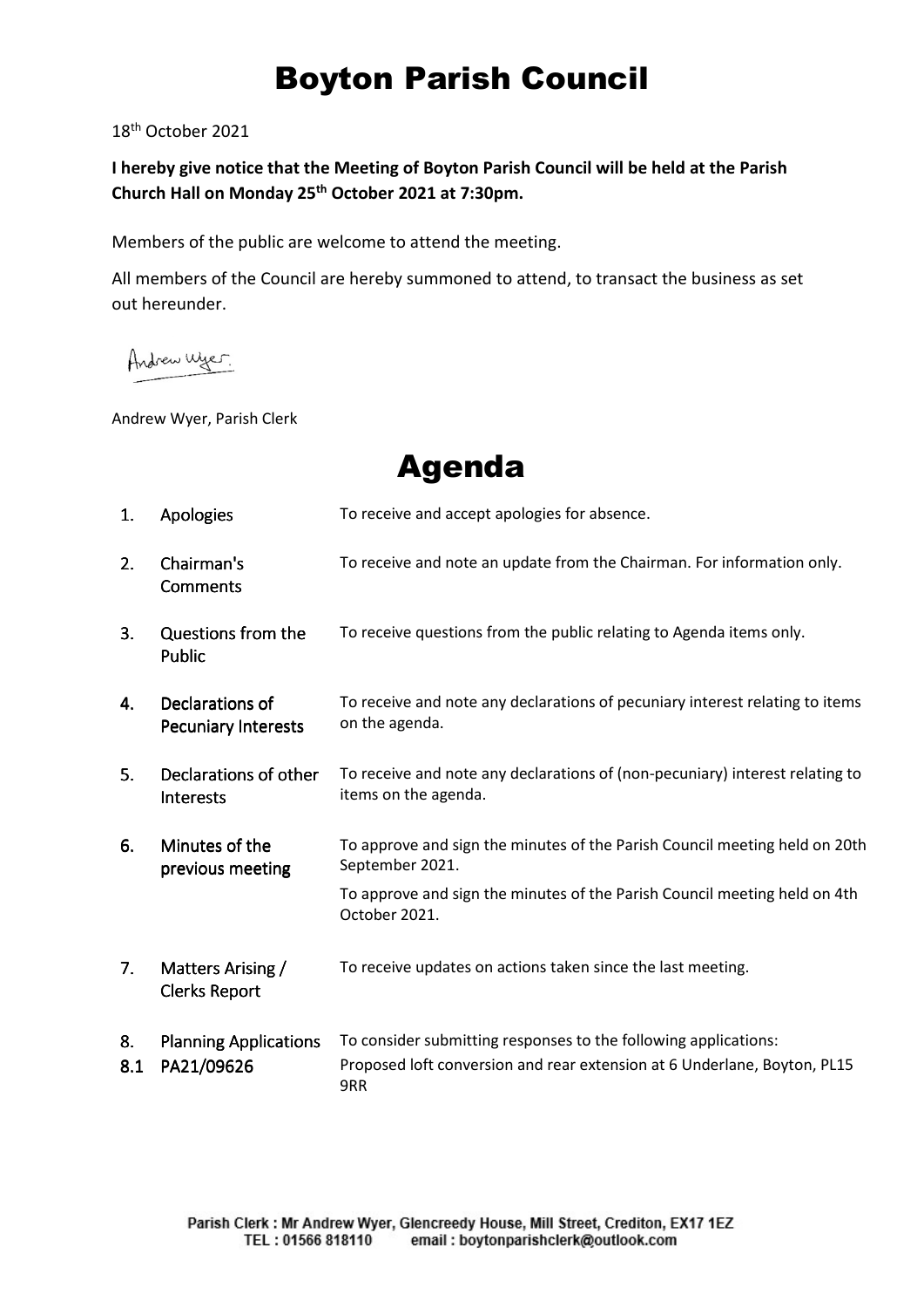# Boyton Parish Council

18th October 2021

**I hereby give notice that the Meeting of Boyton Parish Council will be held at the Parish Church Hall on Monday 25th October 2021 at 7:30pm.**

Members of the public are welcome to attend the meeting.

All members of the Council are hereby summoned to attend, to transact the business as set out hereunder.

Andrew Wyer

Andrew Wyer, Parish Clerk

# Agenda

| | | |
|---|---|---|
| 1. | Apologies | To receive and accept apologies for absence. |
| 2. | Chairman's Comments | To receive and note an update from the Chairman. For information only. |
| 3. | Questions from the Public | To receive questions from the public relating to Agenda items only. |
| 4. | Declarations of Pecuniary Interests | To receive and note any declarations of pecuniary interest relating to items on the agenda. |
| 5. | Declarations of other Interests | To receive and note any declarations of (non-pecuniary) interest relating to items on the agenda. |
| 6. | Minutes of the previous meeting | To approve and sign the minutes of the Parish Council meeting held on 20th September 2021.<br>To approve and sign the minutes of the Parish Council meeting held on 4th October 2021. |
| 7. | Matters Arising / Clerks Report | To receive updates on actions taken since the last meeting. |
| 8. | Planning Applications | To consider submitting responses to the following applications: |
| 8.1 | PA21/09626 | Proposed loft conversion and rear extension at 6 Underlane, Boyton, PL15 9RR |

Parish Clerk : Mr Andrew Wyer, Glencreedy House, Mill Street, Crediton, EX17 1EZ
TEL : 01566 818110 email : boytonparishclerk@outlook.com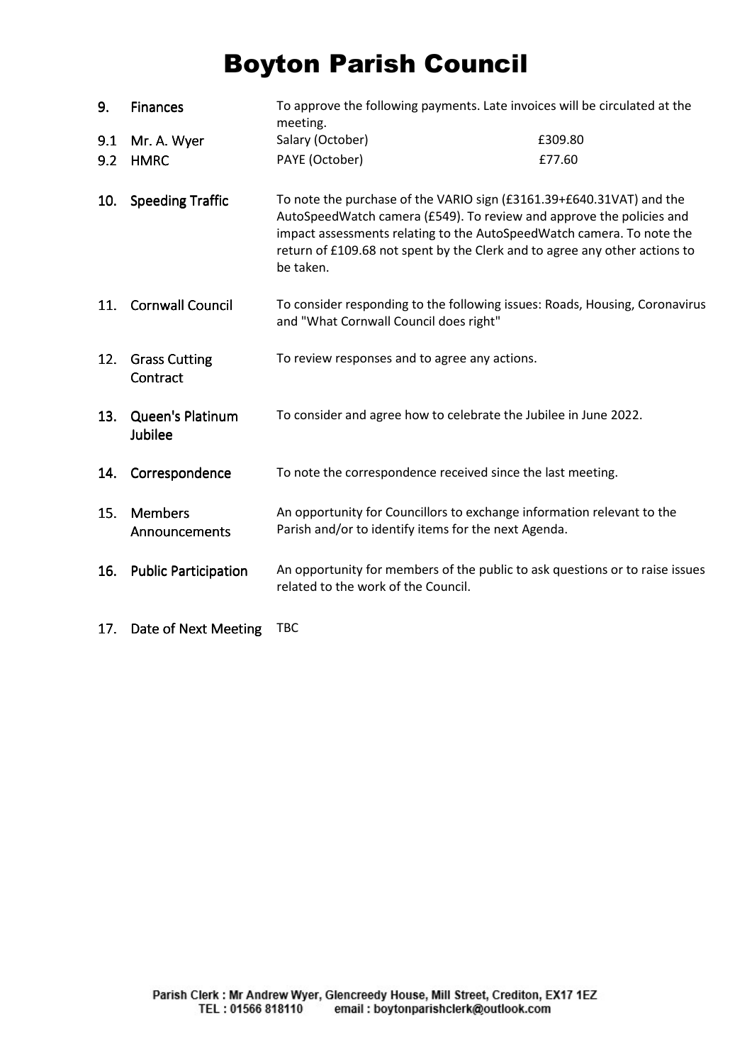# Boyton Parish Council

| | | | |
|---|---|---|---|
| 9. | Finances | To approve the following payments. Late invoices will be circulated at the meeting. | |
| 9.1 | Mr. A. Wyer | Salary (October) | £309.80 |
| 9.2 | HMRC | PAYE (October) | £77.60 |
| 10. | Speeding Traffic | To note the purchase of the VARIO sign (£3161.39+£640.31VAT) and the AutoSpeedWatch camera (£549). To review and approve the policies and impact assessments relating to the AutoSpeedWatch camera. To note the return of £109.68 not spent by the Clerk and to agree any other actions to be taken. | |
| 11. | Cornwall Council | To consider responding to the following issues: Roads, Housing, Coronavirus and "What Cornwall Council does right" | |
| 12. | Grass Cutting Contract | To review responses and to agree any actions. | |
| 13. | Queen's Platinum Jubilee | To consider and agree how to celebrate the Jubilee in June 2022. | |
| 14. | Correspondence | To note the correspondence received since the last meeting. | |
| 15. | Members Announcements | An opportunity for Councillors to exchange information relevant to the Parish and/or to identify items for the next Agenda. | |
| 16. | Public Participation | An opportunity for members of the public to ask questions or to raise issues related to the work of the Council. | |
| 17. | Date of Next Meeting | TBC | |

Parish Clerk : Mr Andrew Wyer, Glencreedy House, Mill Street, Crediton, EX17 1EZ
TEL : 01566 818110 email : boytonparishclerk@outlook.com